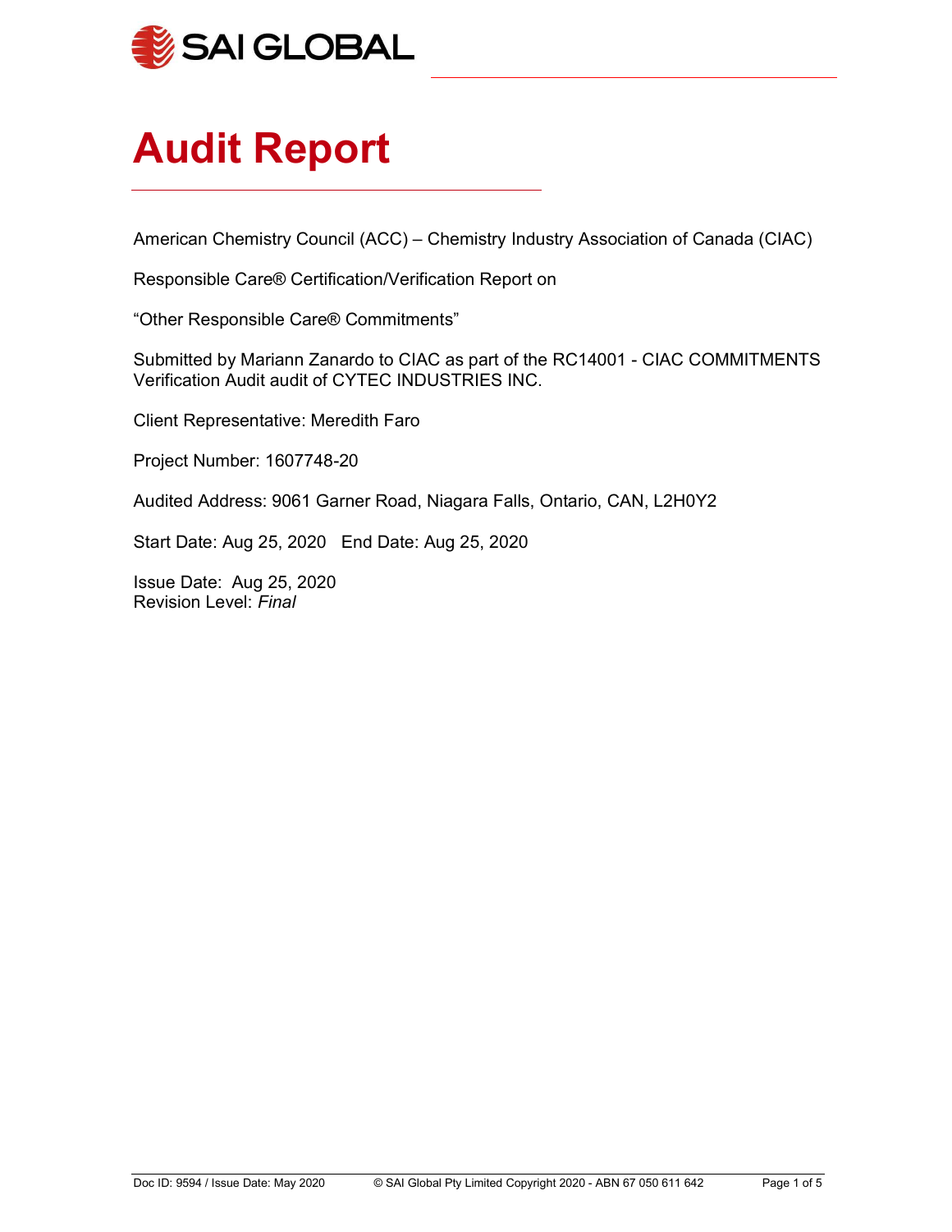SAI GLOBAL

# Audit Report

American Chemistry Council (ACC) – Chemistry Industry Association of Canada (CIAC)

Responsible Care® Certification/Verification Report on

"Other Responsible Care® Commitments"

Submitted by Mariann Zanardo to CIAC as part of the RC14001 - CIAC COMMITMENTS Verification Audit audit of CYTEC INDUSTRIES INC.

Client Representative: Meredith Faro

Project Number: 1607748-20

Audited Address: 9061 Garner Road, Niagara Falls, Ontario, CAN, L2H0Y2

Start Date: Aug 25, 2020 End Date: Aug 25, 2020

Issue Date: Aug 25, 2020
Revision Level: *Final*

Doc ID: 9594 / Issue Date: May 2020 © SAI Global Pty Limited Copyright 2020 - ABN 67 050 611 642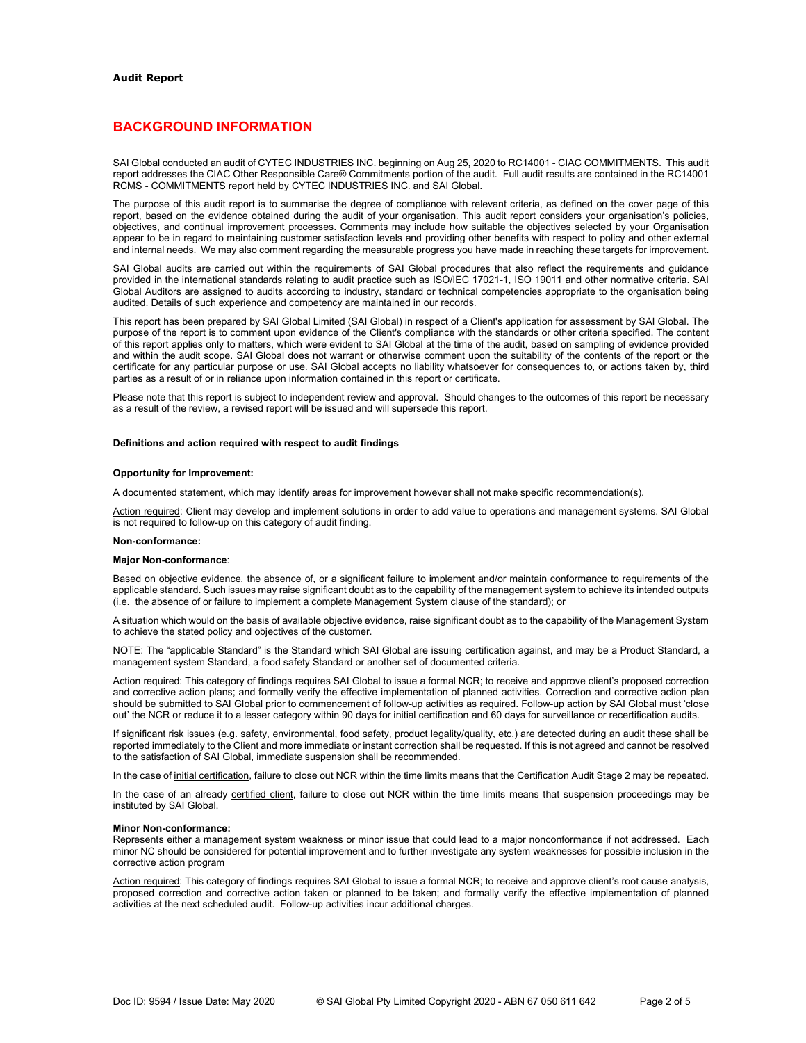## BACKGROUND INFORMATION

SAI Global conducted an audit of CYTEC INDUSTRIES INC. beginning on Aug 25, 2020 to RC14001 - CIAC COMMITMENTS. This audit report addresses the CIAC Other Responsible Care® Commitments portion of the audit. Full audit results are contained in the RC14001 RCMS - COMMITMENTS report held by CYTEC INDUSTRIES INC. and SAI Global.

The purpose of this audit report is to summarise the degree of compliance with relevant criteria, as defined on the cover page of this report, based on the evidence obtained during the audit of your organisation. This audit report considers your organisation's policies, objectives, and continual improvement processes. Comments may include how suitable the objectives selected by your Organisation appear to be in regard to maintaining customer satisfaction levels and providing other benefits with respect to policy and other external and internal needs. We may also comment regarding the measurable progress you have made in reaching these targets for improvement.

SAI Global audits are carried out within the requirements of SAI Global procedures that also reflect the requirements and guidance provided in the international standards relating to audit practice such as ISO/IEC 17021-1, ISO 19011 and other normative criteria. SAI Global Auditors are assigned to audits according to industry, standard or technical competencies appropriate to the organisation being audited. Details of such experience and competency are maintained in our records.

This report has been prepared by SAI Global Limited (SAI Global) in respect of a Client's application for assessment by SAI Global. The purpose of the report is to comment upon evidence of the Client's compliance with the standards or other criteria specified. The content of this report applies only to matters, which were evident to SAI Global at the time of the audit, based on sampling of evidence provided and within the audit scope. SAI Global does not warrant or otherwise comment upon the suitability of the contents of the report or the certificate for any particular purpose or use. SAI Global accepts no liability whatsoever for consequences to, or actions taken by, third parties as a result of or in reliance upon information contained in this report or certificate.

Please note that this report is subject to independent review and approval. Should changes to the outcomes of this report be necessary as a result of the review, a revised report will be issued and will supersede this report.

**Definitions and action required with respect to audit findings**

**Opportunity for Improvement:**

A documented statement, which may identify areas for improvement however shall not make specific recommendation(s).

Action required: Client may develop and implement solutions in order to add value to operations and management systems. SAI Global is not required to follow-up on this category of audit finding.

**Non-conformance:**

**Major Non-conformance**:

Based on objective evidence, the absence of, or a significant failure to implement and/or maintain conformance to requirements of the applicable standard. Such issues may raise significant doubt as to the capability of the management system to achieve its intended outputs (i.e. the absence of or failure to implement a complete Management System clause of the standard); or

A situation which would on the basis of available objective evidence, raise significant doubt as to the capability of the Management System to achieve the stated policy and objectives of the customer.

NOTE: The "applicable Standard" is the Standard which SAI Global are issuing certification against, and may be a Product Standard, a management system Standard, a food safety Standard or another set of documented criteria.

Action required: This category of findings requires SAI Global to issue a formal NCR; to receive and approve client's proposed correction and corrective action plans; and formally verify the effective implementation of planned activities. Correction and corrective action plan should be submitted to SAI Global prior to commencement of follow-up activities as required. Follow-up action by SAI Global must 'close out' the NCR or reduce it to a lesser category within 90 days for initial certification and 60 days for surveillance or recertification audits.

If significant risk issues (e.g. safety, environmental, food safety, product legality/quality, etc.) are detected during an audit these shall be reported immediately to the Client and more immediate or instant correction shall be requested. If this is not agreed and cannot be resolved to the satisfaction of SAI Global, immediate suspension shall be recommended.

In the case of initial certification, failure to close out NCR within the time limits means that the Certification Audit Stage 2 may be repeated.

In the case of an already certified client, failure to close out NCR within the time limits means that suspension proceedings may be instituted by SAI Global.

**Minor Non-conformance:**

Represents either a management system weakness or minor issue that could lead to a major nonconformance if not addressed. Each minor NC should be considered for potential improvement and to further investigate any system weaknesses for possible inclusion in the corrective action program

Action required: This category of findings requires SAI Global to issue a formal NCR; to receive and approve client's root cause analysis, proposed correction and corrective action taken or planned to be taken; and formally verify the effective implementation of planned activities at the next scheduled audit. Follow-up activities incur additional charges.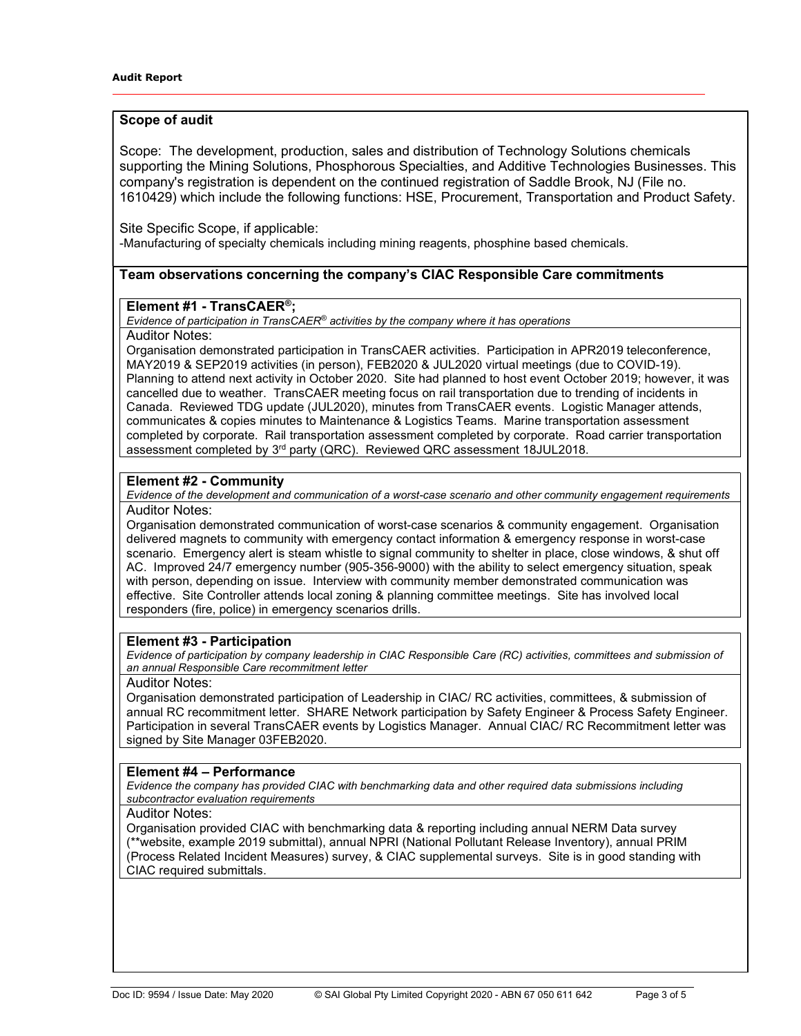**Audit Report**

## Scope of audit

Scope: The development, production, sales and distribution of Technology Solutions chemicals supporting the Mining Solutions, Phosphorous Specialties, and Additive Technologies Businesses. This company's registration is dependent on the continued registration of Saddle Brook, NJ (File no. 1610429) which include the following functions: HSE, Procurement, Transportation and Product Safety.

Site Specific Scope, if applicable:
-Manufacturing of specialty chemicals including mining reagents, phosphine based chemicals.

## Team observations concerning the company's CIAC Responsible Care commitments

### Element #1 - TransCAER®;

*Evidence of participation in TransCAER® activities by the company where it has operations*

Auditor Notes:

Organisation demonstrated participation in TransCAER activities. Participation in APR2019 teleconference, MAY2019 & SEP2019 activities (in person), FEB2020 & JUL2020 virtual meetings (due to COVID-19). Planning to attend next activity in October 2020. Site had planned to host event October 2019; however, it was cancelled due to weather. TransCAER meeting focus on rail transportation due to trending of incidents in Canada. Reviewed TDG update (JUL2020), minutes from TransCAER events. Logistic Manager attends, communicates & copies minutes to Maintenance & Logistics Teams. Marine transportation assessment completed by corporate. Rail transportation assessment completed by corporate. Road carrier transportation assessment completed by 3rd party (QRC). Reviewed QRC assessment 18JUL2018.

### Element #2 - Community

*Evidence of the development and communication of a worst-case scenario and other community engagement requirements*

Auditor Notes:

Organisation demonstrated communication of worst-case scenarios & community engagement. Organisation delivered magnets to community with emergency contact information & emergency response in worst-case scenario. Emergency alert is steam whistle to signal community to shelter in place, close windows, & shut off AC. Improved 24/7 emergency number (905-356-9000) with the ability to select emergency situation, speak with person, depending on issue. Interview with community member demonstrated communication was effective. Site Controller attends local zoning & planning committee meetings. Site has involved local responders (fire, police) in emergency scenarios drills.

### Element #3 - Participation

*Evidence of participation by company leadership in CIAC Responsible Care (RC) activities, committees and submission of an annual Responsible Care recommitment letter*

Auditor Notes:

Organisation demonstrated participation of Leadership in CIAC/ RC activities, committees, & submission of annual RC recommitment letter. SHARE Network participation by Safety Engineer & Process Safety Engineer. Participation in several TransCAER events by Logistics Manager. Annual CIAC/ RC Recommitment letter was signed by Site Manager 03FEB2020.

### Element #4 – Performance

*Evidence the company has provided CIAC with benchmarking data and other required data submissions including subcontractor evaluation requirements*

Auditor Notes:

Organisation provided CIAC with benchmarking data & reporting including annual NERM Data survey (**website, example 2019 submittal), annual NPRI (National Pollutant Release Inventory), annual PRIM (Process Related Incident Measures) survey, & CIAC supplemental surveys. Site is in good standing with CIAC required submittals.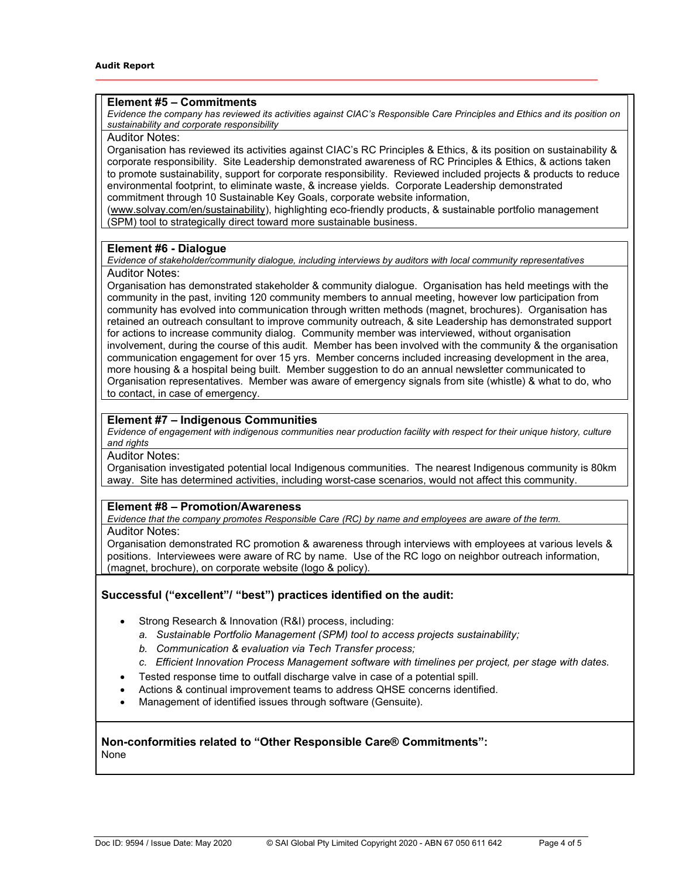**Element #5 – Commitments**

*Evidence the company has reviewed its activities against CIAC's Responsible Care Principles and Ethics and its position on sustainability and corporate responsibility*

Auditor Notes:

Organisation has reviewed its activities against CIAC's RC Principles & Ethics, & its position on sustainability & corporate responsibility. Site Leadership demonstrated awareness of RC Principles & Ethics, & actions taken to promote sustainability, support for corporate responsibility. Reviewed included projects & products to reduce environmental footprint, to eliminate waste, & increase yields. Corporate Leadership demonstrated commitment through 10 Sustainable Key Goals, corporate website information, (www.solvay.com/en/sustainability), highlighting eco-friendly products, & sustainable portfolio management (SPM) tool to strategically direct toward more sustainable business.

**Element #6 - Dialogue**

*Evidence of stakeholder/community dialogue, including interviews by auditors with local community representatives*

Auditor Notes:

Organisation has demonstrated stakeholder & community dialogue. Organisation has held meetings with the community in the past, inviting 120 community members to annual meeting, however low participation from community has evolved into communication through written methods (magnet, brochures). Organisation has retained an outreach consultant to improve community outreach, & site Leadership has demonstrated support for actions to increase community dialog. Community member was interviewed, without organisation involvement, during the course of this audit. Member has been involved with the community & the organisation communication engagement for over 15 yrs. Member concerns included increasing development in the area, more housing & a hospital being built. Member suggestion to do an annual newsletter communicated to Organisation representatives. Member was aware of emergency signals from site (whistle) & what to do, who to contact, in case of emergency.

**Element #7 – Indigenous Communities**

*Evidence of engagement with indigenous communities near production facility with respect for their unique history, culture and rights*

Auditor Notes:

Organisation investigated potential local Indigenous communities. The nearest Indigenous community is 80km away. Site has determined activities, including worst-case scenarios, would not affect this community.

**Element #8 – Promotion/Awareness**

*Evidence that the company promotes Responsible Care (RC) by name and employees are aware of the term.*

Auditor Notes:

Organisation demonstrated RC promotion & awareness through interviews with employees at various levels & positions. Interviewees were aware of RC by name. Use of the RC logo on neighbor outreach information, (magnet, brochure), on corporate website (logo & policy).

**Successful ("excellent"/ "best") practices identified on the audit:**

- Strong Research & Innovation (R&I) process, including:
  a. *Sustainable Portfolio Management (SPM) tool to access projects sustainability;*
  b. *Communication & evaluation via Tech Transfer process;*
  c. *Efficient Innovation Process Management software with timelines per project, per stage with dates.*
- Tested response time to outfall discharge valve in case of a potential spill.
- Actions & continual improvement teams to address QHSE concerns identified.
- Management of identified issues through software (Gensuite).

**Non-conformities related to "Other Responsible Care® Commitments":**

None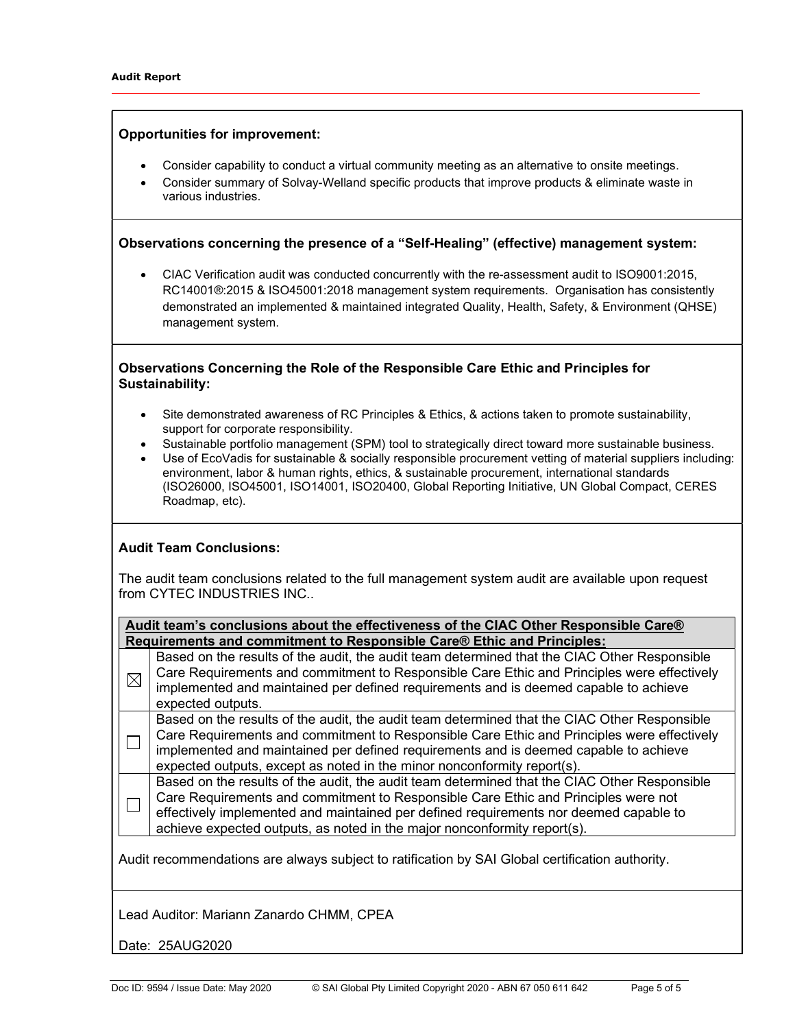**Opportunities for improvement:**

- Consider capability to conduct a virtual community meeting as an alternative to onsite meetings.
- Consider summary of Solvay-Welland specific products that improve products & eliminate waste in various industries.

**Observations concerning the presence of a "Self-Healing" (effective) management system:**

- CIAC Verification audit was conducted concurrently with the re-assessment audit to ISO9001:2015, RC14001®:2015 & ISO45001:2018 management system requirements. Organisation has consistently demonstrated an implemented & maintained integrated Quality, Health, Safety, & Environment (QHSE) management system.

**Observations Concerning the Role of the Responsible Care Ethic and Principles for Sustainability:**

- Site demonstrated awareness of RC Principles & Ethics, & actions taken to promote sustainability, support for corporate responsibility.
- Sustainable portfolio management (SPM) tool to strategically direct toward more sustainable business.
- Use of EcoVadis for sustainable & socially responsible procurement vetting of material suppliers including: environment, labor & human rights, ethics, & sustainable procurement, international standards (ISO26000, ISO45001, ISO14001, ISO20400, Global Reporting Initiative, UN Global Compact, CERES Roadmap, etc).

**Audit Team Conclusions:**

The audit team conclusions related to the full management system audit are available upon request from CYTEC INDUSTRIES INC..

| Audit team's conclusions about the effectiveness of the CIAC Other Responsible Care® Requirements and commitment to Responsible Care® Ethic and Principles: | |
|---|---|
| ☒ | Based on the results of the audit, the audit team determined that the CIAC Other Responsible Care Requirements and commitment to Responsible Care Ethic and Principles were effectively implemented and maintained per defined requirements and is deemed capable to achieve expected outputs. |
| ☐ | Based on the results of the audit, the audit team determined that the CIAC Other Responsible Care Requirements and commitment to Responsible Care Ethic and Principles were effectively implemented and maintained per defined requirements and is deemed capable to achieve expected outputs, except as noted in the minor nonconformity report(s). |
| ☐ | Based on the results of the audit, the audit team determined that the CIAC Other Responsible Care Requirements and commitment to Responsible Care Ethic and Principles were not effectively implemented and maintained per defined requirements nor deemed capable to achieve expected outputs, as noted in the major nonconformity report(s). |

Audit recommendations are always subject to ratification by SAI Global certification authority.

Lead Auditor: Mariann Zanardo CHMM, CPEA

Date: 25AUG2020